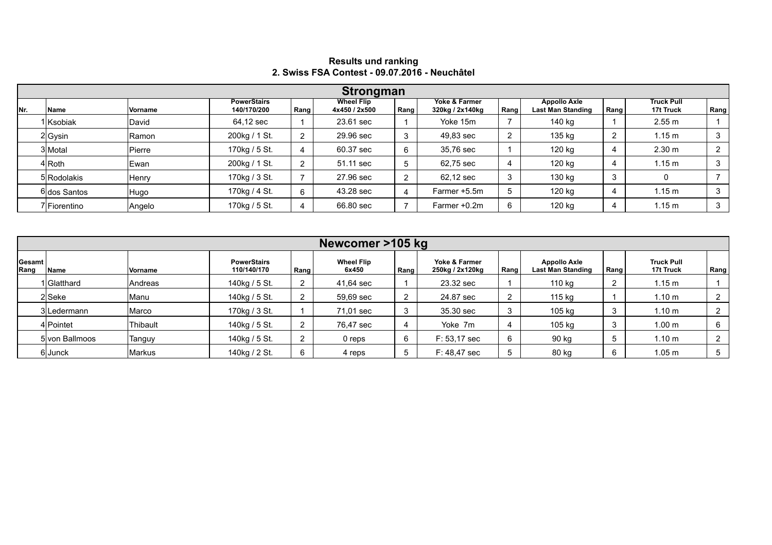# Results und ranking
## 2. Swiss FSA Contest - 09.07.2016 - Neuchâtel

### Strongman

| Nr. | Name | Vorname | PowerStairs 140/170/200 | Rang | Wheel Flip 4x450 / 2x500 | Rang | Yoke & Farmer 320kg / 2x140kg | Rang | Appollo Axle Last Man Standing | Rang | Truck Pull 17t Truck | Rang |
|---|---|---|---|---|---|---|---|---|---|---|---|---|
| 1 | Ksobiak | David | 64,12 sec | 1 | 23.61 sec | 1 | Yoke 15m | 7 | 140 kg | 1 | 2.55 m | 1 |
| 2 | Gysin | Ramon | 200kg / 1 St. | 2 | 29.96 sec | 3 | 49,83 sec | 2 | 135 kg | 2 | 1.15 m | 3 |
| 3 | Motal | Pierre | 170kg / 5 St. | 4 | 60.37 sec | 6 | 35,76 sec | 1 | 120 kg | 4 | 2.30 m | 2 |
| 4 | Roth | Ewan | 200kg / 1 St. | 2 | 51.11 sec | 5 | 62,75 sec | 4 | 120 kg | 4 | 1.15 m | 3 |
| 5 | Rodolakis | Henry | 170kg / 3 St. | 7 | 27.96 sec | 2 | 62,12 sec | 3 | 130 kg | 3 | 0 | 7 |
| 6 | dos Santos | Hugo | 170kg / 4 St. | 6 | 43.28 sec | 4 | Farmer +5.5m | 5 | 120 kg | 4 | 1.15 m | 3 |
| 7 | Fiorentino | Angelo | 170kg / 5 St. | 4 | 66.80 sec | 7 | Farmer +0.2m | 6 | 120 kg | 4 | 1.15 m | 3 |

### Newcomer >105 kg

| Gesamt Rang | Name | Vorname | PowerStairs 110/140/170 | Rang | Wheel Flip 6x450 | Rang | Yoke & Farmer 250kg / 2x120kg | Rang | Appollo Axle Last Man Standing | Rang | Truck Pull 17t Truck | Rang |
|---|---|---|---|---|---|---|---|---|---|---|---|---|
| 1 | Glatthard | Andreas | 140kg / 5 St. | 2 | 41,64 sec | 1 | 23.32 sec | 1 | 110 kg | 2 | 1.15 m | 1 |
| 2 | Seke | Manu | 140kg / 5 St. | 2 | 59,69 sec | 2 | 24.87 sec | 2 | 115 kg | 1 | 1.10 m | 2 |
| 3 | Ledermann | Marco | 170kg / 3 St. | 1 | 71,01 sec | 3 | 35.30 sec | 3 | 105 kg | 3 | 1.10 m | 2 |
| 4 | Pointet | Thibault | 140kg / 5 St. | 2 | 76,47 sec | 4 | Yoke 7m | 4 | 105 kg | 3 | 1.00 m | 6 |
| 5 | von Ballmoos | Tanguy | 140kg / 5 St. | 2 | 0 reps | 6 | F: 53,17 sec | 6 | 90 kg | 5 | 1.10 m | 2 |
| 6 | Junck | Markus | 140kg / 2 St. | 6 | 4 reps | 5 | F: 48,47 sec | 5 | 80 kg | 6 | 1.05 m | 5 |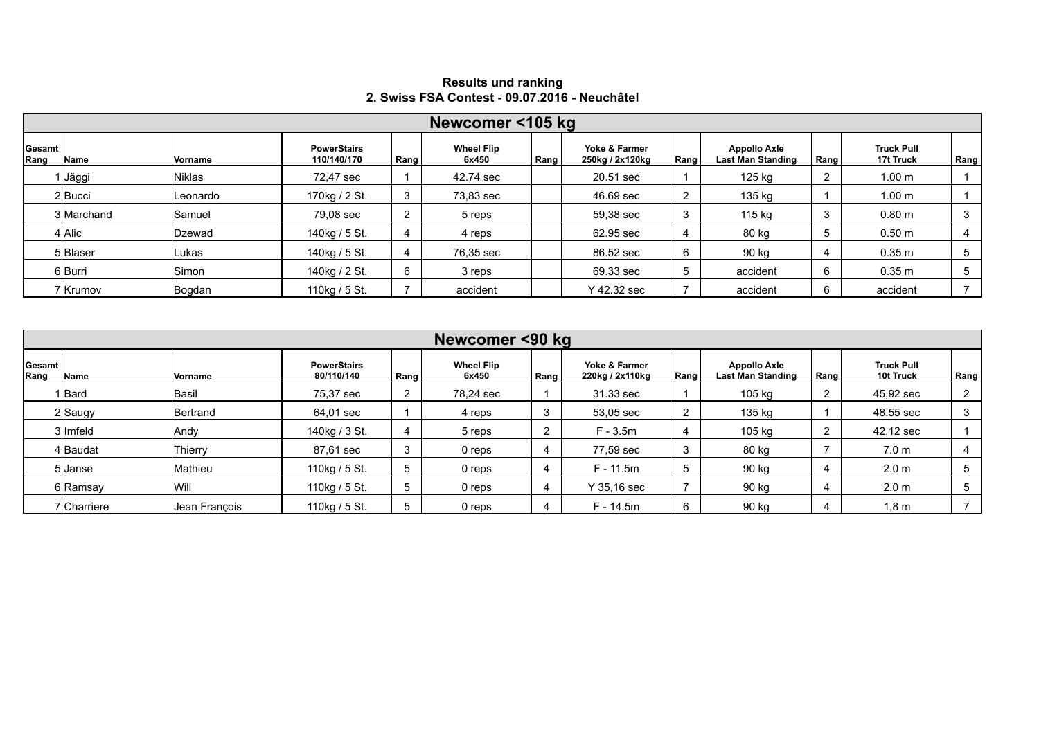**Results und ranking**
**2. Swiss FSA Contest - 09.07.2016 - Neuchâtel**

## Newcomer <105 kg

| Gesamt Rang | Name | Vorname | PowerStairs 110/140/170 | Rang | Wheel Flip 6x450 | Rang | Yoke & Farmer 250kg / 2x120kg | Rang | Appollo Axle Last Man Standing | Rang | Truck Pull 17t Truck | Rang |
|---|---|---|---|---|---|---|---|---|---|---|---|---|
| 1 | Jäggi | Niklas | 72,47 sec | 1 | 42.74 sec | | 20.51 sec | 1 | 125 kg | 2 | 1.00 m | 1 |
| 2 | Bucci | Leonardo | 170kg / 2 St. | 3 | 73,83 sec | | 46.69 sec | 2 | 135 kg | 1 | 1.00 m | 1 |
| 3 | Marchand | Samuel | 79,08 sec | 2 | 5 reps | | 59,38 sec | 3 | 115 kg | 3 | 0.80 m | 3 |
| 4 | Alic | Dzewad | 140kg / 5 St. | 4 | 4 reps | | 62.95 sec | 4 | 80 kg | 5 | 0.50 m | 4 |
| 5 | Blaser | Lukas | 140kg / 5 St. | 4 | 76,35 sec | | 86.52 sec | 6 | 90 kg | 4 | 0.35 m | 5 |
| 6 | Burri | Simon | 140kg / 2 St. | 6 | 3 reps | | 69.33 sec | 5 | accident | 6 | 0.35 m | 5 |
| 7 | Krumov | Bogdan | 110kg / 5 St. | 7 | accident | | Y 42.32 sec | 7 | accident | 6 | accident | 7 |

## Newcomer <90 kg

| Gesamt Rang | Name | Vorname | PowerStairs 80/110/140 | Rang | Wheel Flip 6x450 | Rang | Yoke & Farmer 220kg / 2x110kg | Rang | Appollo Axle Last Man Standing | Rang | Truck Pull 10t Truck | Rang |
|---|---|---|---|---|---|---|---|---|---|---|---|---|
| 1 | Bard | Basil | 75,37 sec | 2 | 78,24 sec | 1 | 31.33 sec | 1 | 105 kg | 2 | 45,92 sec | 2 |
| 2 | Saugy | Bertrand | 64,01 sec | 1 | 4 reps | 3 | 53,05 sec | 2 | 135 kg | 1 | 48.55 sec | 3 |
| 3 | Imfeld | Andy | 140kg / 3 St. | 4 | 5 reps | 2 | F - 3.5m | 4 | 105 kg | 2 | 42,12 sec | 1 |
| 4 | Baudat | Thierry | 87,61 sec | 3 | 0 reps | 4 | 77,59 sec | 3 | 80 kg | 7 | 7.0 m | 4 |
| 5 | Janse | Mathieu | 110kg / 5 St. | 5 | 0 reps | 4 | F - 11.5m | 5 | 90 kg | 4 | 2.0 m | 5 |
| 6 | Ramsay | Will | 110kg / 5 St. | 5 | 0 reps | 4 | Y 35,16 sec | 7 | 90 kg | 4 | 2.0 m | 5 |
| 7 | Charriere | Jean François | 110kg / 5 St. | 5 | 0 reps | 4 | F - 14.5m | 6 | 90 kg | 4 | 1,8 m | 7 |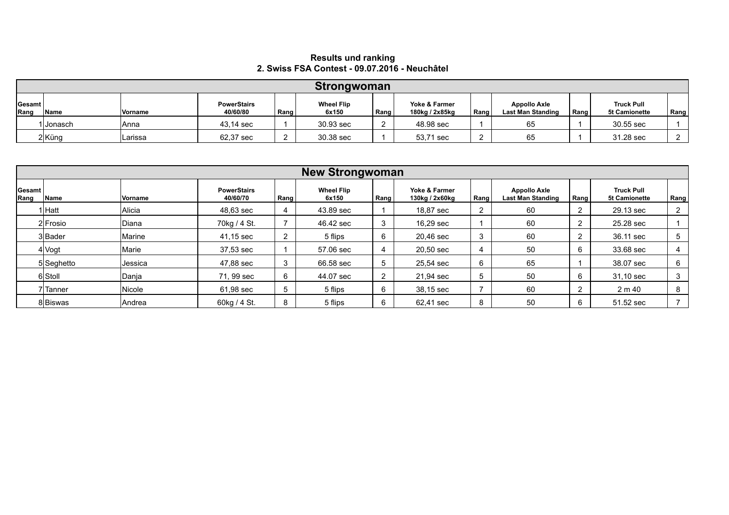**Results und ranking**
**2. Swiss FSA Contest - 09.07.2016 - Neuchâtel**

## Strongwoman

| Gesamt Rang | Name | Vorname | PowerStairs 40/60/80 | Rang | Wheel Flip 6x150 | Rang | Yoke & Farmer 180kg / 2x85kg | Rang | Appollo Axle Last Man Standing | Rang | Truck Pull 5t Camionette | Rang |
|---|---|---|---|---|---|---|---|---|---|---|---|---|
| 1 | Jonasch | Anna | 43,14 sec | 1 | 30.93 sec | 2 | 48.98 sec | 1 | 65 | 1 | 30.55 sec | 1 |
| 2 | Küng | Larissa | 62,37 sec | 2 | 30.38 sec | 1 | 53,71 sec | 2 | 65 | 1 | 31.28 sec | 2 |

## New Strongwoman

| Gesamt Rang | Name | Vorname | PowerStairs 40/60/70 | Rang | Wheel Flip 6x150 | Rang | Yoke & Farmer 130kg / 2x60kg | Rang | Appollo Axle Last Man Standing | Rang | Truck Pull 5t Camionette | Rang |
|---|---|---|---|---|---|---|---|---|---|---|---|---|
| 1 | Hatt | Alicia | 48,63 sec | 4 | 43.89 sec | 1 | 18,87 sec | 2 | 60 | 2 | 29.13 sec | 2 |
| 2 | Frosio | Diana | 70kg / 4 St. | 7 | 46.42 sec | 3 | 16,29 sec | 1 | 60 | 2 | 25.28 sec | 1 |
| 3 | Bader | Marine | 41,15 sec | 2 | 5 flips | 6 | 20,46 sec | 3 | 60 | 2 | 36.11 sec | 5 |
| 4 | Vogt | Marie | 37,53 sec | 1 | 57.06 sec | 4 | 20,50 sec | 4 | 50 | 6 | 33.68 sec | 4 |
| 5 | Seghetto | Jessica | 47,88 sec | 3 | 66.58 sec | 5 | 25,54 sec | 6 | 65 | 1 | 38.07 sec | 6 |
| 6 | Stoll | Danja | 71, 99 sec | 6 | 44.07 sec | 2 | 21,94 sec | 5 | 50 | 6 | 31,10 sec | 3 |
| 7 | Tanner | Nicole | 61,98 sec | 5 | 5 flips | 6 | 38,15 sec | 7 | 60 | 2 | 2 m 40 | 8 |
| 8 | Biswas | Andrea | 60kg / 4 St. | 8 | 5 flips | 6 | 62,41 sec | 8 | 50 | 6 | 51.52 sec | 7 |